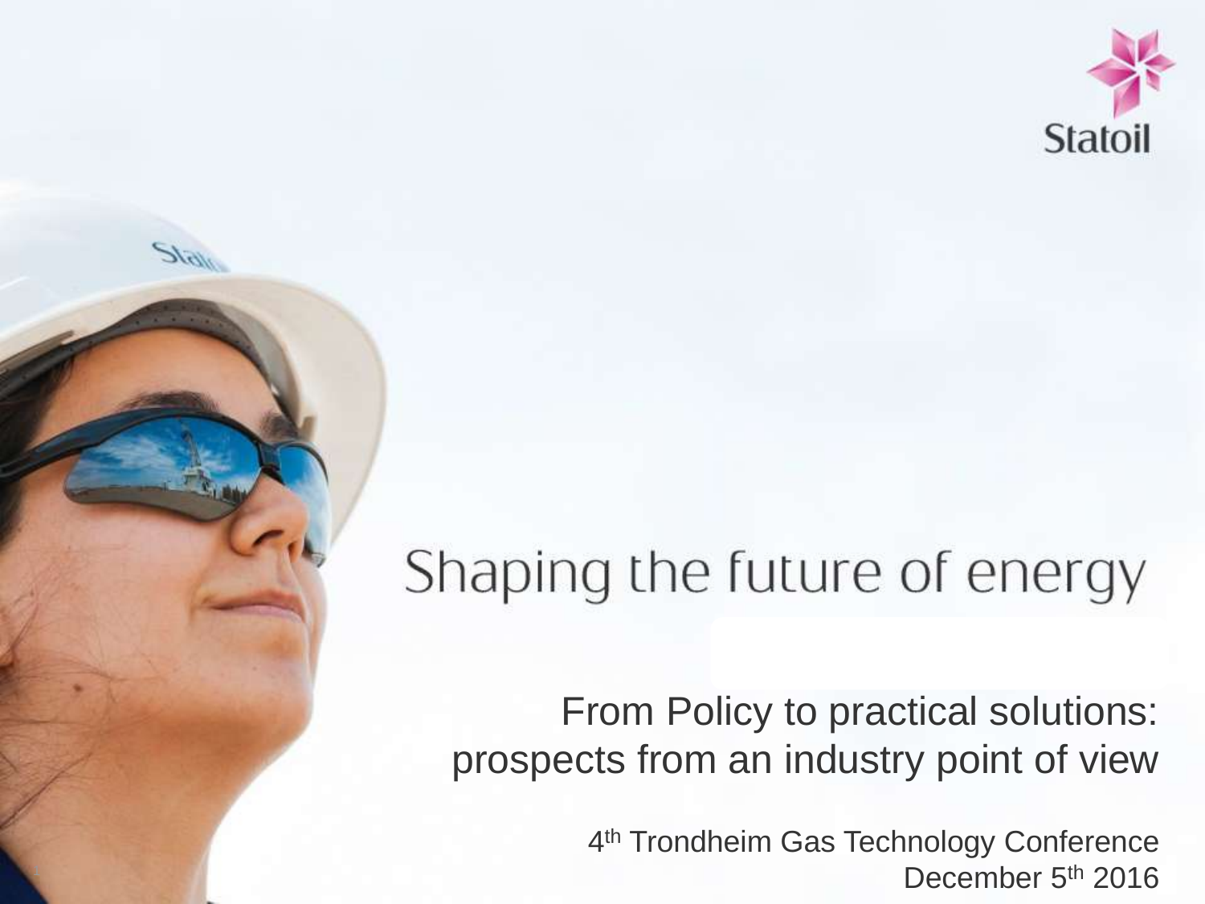# Shaping the future of energy

## From Policy to practical solutions: prospects from an industry point of view

4th Trondheim Gas Technology Conference
December 5th 2016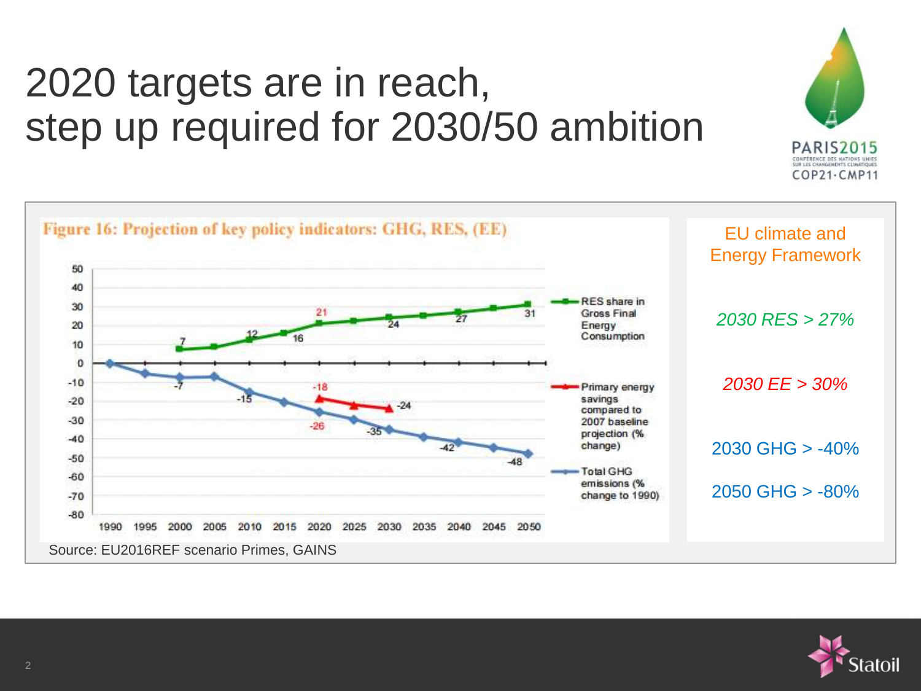# 2020 targets are in reach, step up required for 2030/50 ambition

PARIS2015
CONFÉRENCE DES NATIONS UNIES SUR LES CHANGEMENTS CLIMATIQUES
COP21·CMP11

**Figure 16: Projection of key policy indicators: GHG, RES, (EE)**

| Year | RES share in Gross Final Energy Consumption | Primary energy savings compared to 2007 baseline projection (% change) | Total GHG emissions (% change to 1990) |
|---|---|---|---|
| 1990 | | | 0 |
| 2000 | 7 | | -7 |
| 2010 | 12 | | -15 |
| 2015 | 16 | | |
| 2020 | 21 | -18 | -26 |
| 2030 | 24 | -24 | -35 |
| 2040 | 27 | | -42 |
| 2050 | 31 | | -48 |

Source: EU2016REF scenario Primes, GAINS

## EU climate and Energy Framework

*2030 RES > 27%*

*2030 EE > 30%*

2030 GHG > -40%

2050 GHG > -80%

Statoil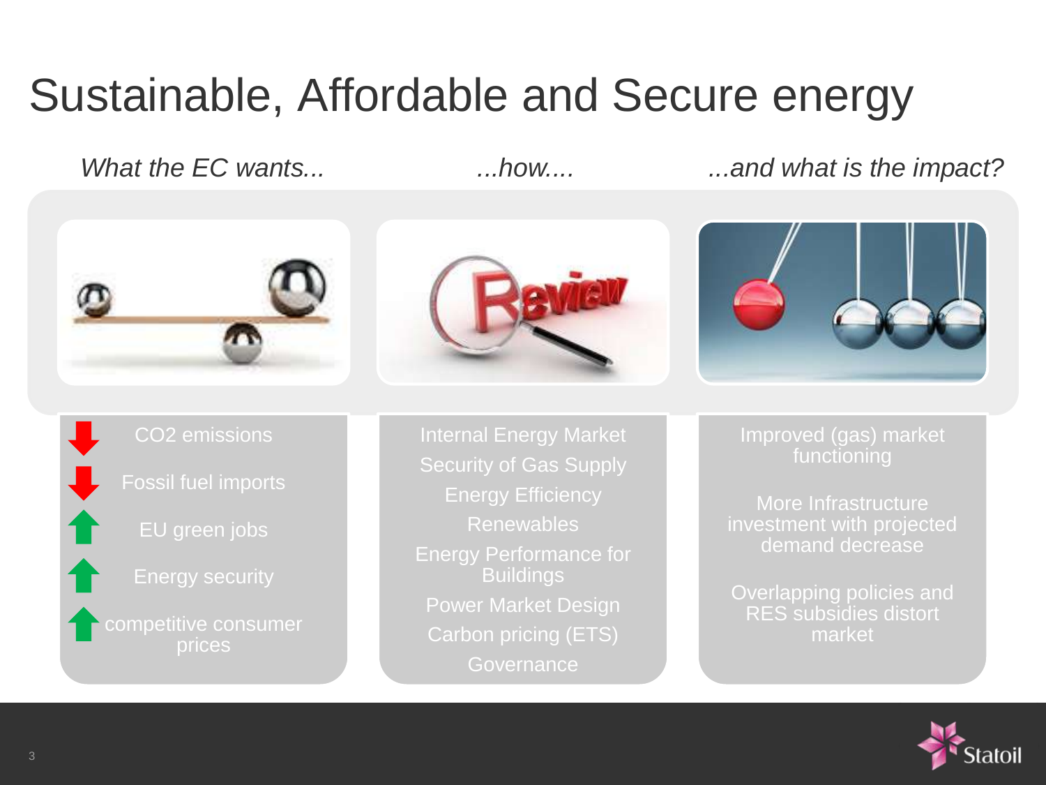# Sustainable, Affordable and Secure energy

| *What the EC wants...* | *...how....* | *...and what is the impact?* |
| --- | --- | --- |
| ↓ $CO_2$ emissions | Internal Energy Market | Improved (gas) market functioning |
| ↓ Fossil fuel imports | Security of Gas Supply | More Infrastructure investment with projected demand decrease |
| ↑ EU green jobs | Energy Efficiency | Overlapping policies and RES subsidies distort market |
| ↑ Energy security | Renewables | |
| ↑ competitive consumer prices | Energy Performance for Buildings | |
| | Power Market Design | |
| | Carbon pricing (ETS) | |
| | Governance | |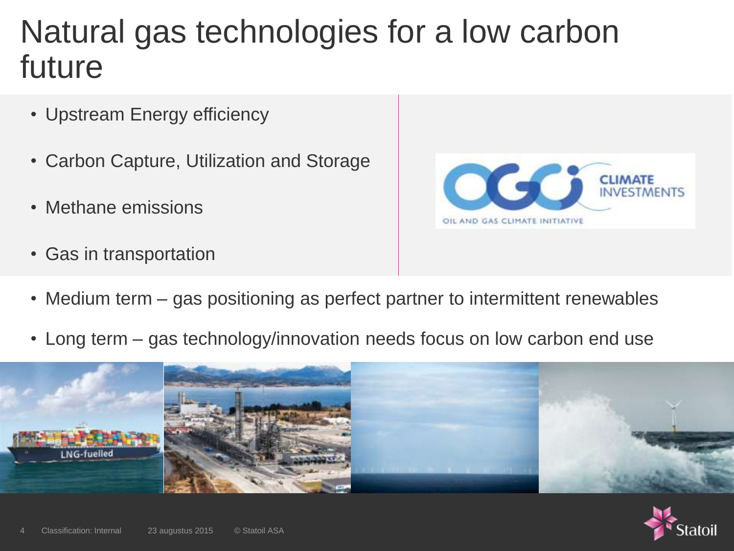# Natural gas technologies for a low carbon future

- Upstream Energy efficiency
- Carbon Capture, Utilization and Storage
- Methane emissions
- Gas in transportation

- Medium term – gas positioning as perfect partner to intermittent renewables
- Long term – gas technology/innovation needs focus on low carbon end use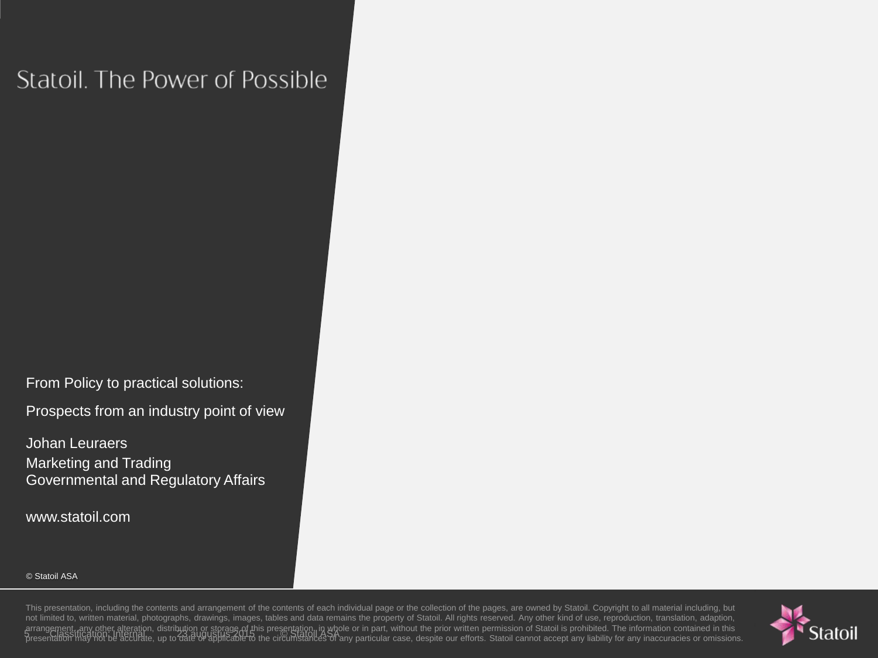# Statoil. The Power of Possible

From Policy to practical solutions:

Prospects from an industry point of view

Johan Leuraers
Marketing and Trading
Governmental and Regulatory Affairs

www.statoil.com

© Statoil ASA

This presentation, including the contents and arrangement of the contents of each individual page or the collection of the pages, are owned by Statoil. Copyright to all material including, but not limited to, written material, photographs, drawings, images, tables and data remains the property of Statoil. All rights reserved. Any other kind of use, reproduction, translation, adaption, arrangement, any other alteration, distribution or storage of this presentation, in whole or in part, without the prior written permission of Statoil is prohibited. The information contained in this presentation may not be accurate, up to date or applicable to the circumstances of any particular case, despite our efforts. Statoil cannot accept any liability for any inaccuracies or omissions.